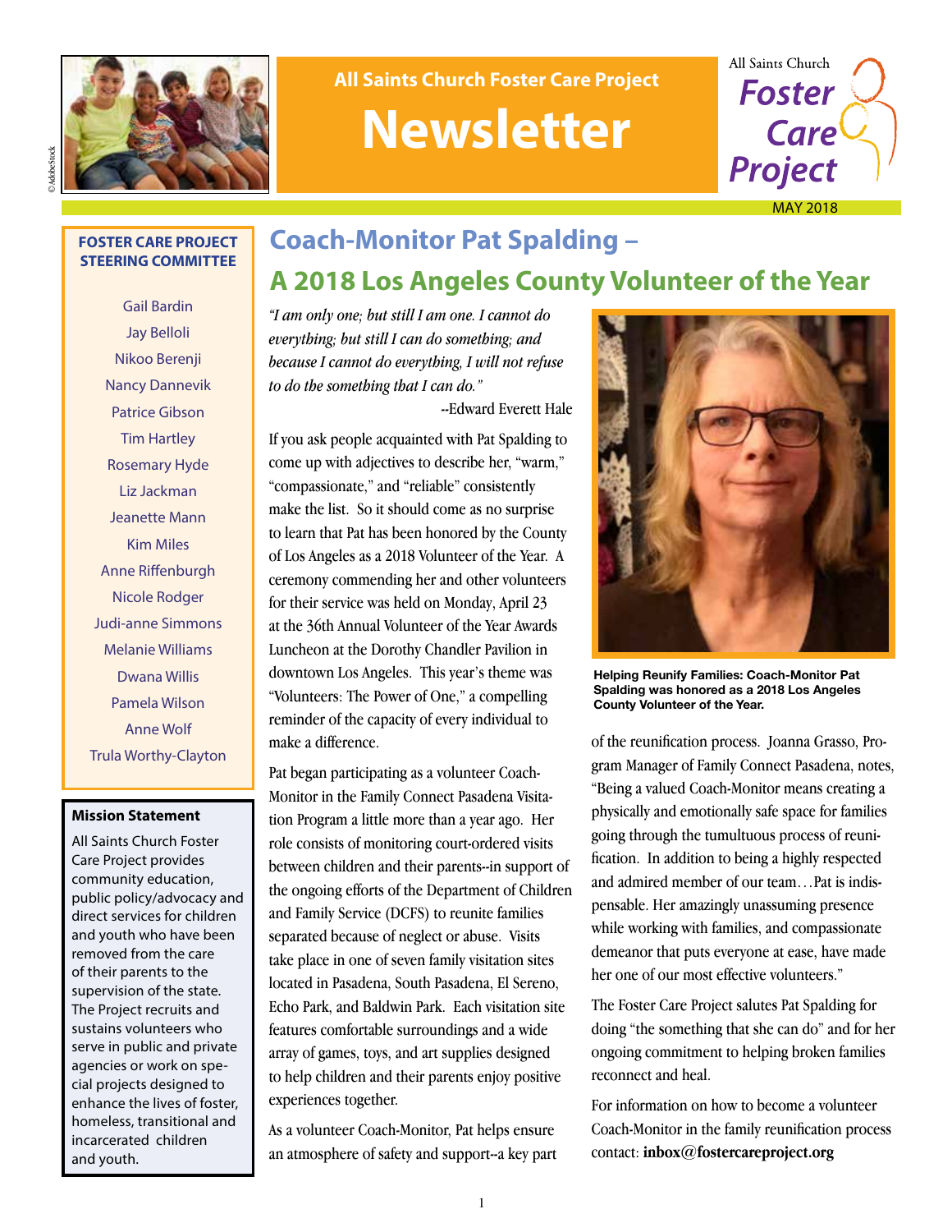All Saints Church Foster Care Project

# Newsletter

All Saints Church Foster Care Project

MAY 2018

**FOSTER CARE PROJECT STEERING COMMITTEE**

Gail Bardin
Jay Belloli
Nikoo Berenji
Nancy Dannevik
Patrice Gibson
Tim Hartley
Rosemary Hyde
Liz Jackman
Jeanette Mann
Kim Miles
Anne Riffenburgh
Nicole Rodger
Judi-anne Simmons
Melanie Williams
Dwana Willis
Pamela Wilson
Anne Wolf
Trula Worthy-Clayton

**Mission Statement**

All Saints Church Foster Care Project provides community education, public policy/advocacy and direct services for children and youth who have been removed from the care of their parents to the supervision of the state. The Project recruits and sustains volunteers who serve in public and private agencies or work on special projects designed to enhance the lives of foster, homeless, transitional and incarcerated children and youth.

## Coach-Monitor Pat Spalding – A 2018 Los Angeles County Volunteer of the Year

*"I am only one; but still I am one. I cannot do everything; but still I can do something; and because I cannot do everything, I will not refuse to do the something that I can do."*

--Edward Everett Hale

If you ask people acquainted with Pat Spalding to come up with adjectives to describe her, "warm," "compassionate," and "reliable" consistently make the list. So it should come as no surprise to learn that Pat has been honored by the County of Los Angeles as a 2018 Volunteer of the Year. A ceremony commending her and other volunteers for their service was held on Monday, April 23 at the 36th Annual Volunteer of the Year Awards Luncheon at the Dorothy Chandler Pavilion in downtown Los Angeles. This year's theme was "Volunteers: The Power of One," a compelling reminder of the capacity of every individual to make a difference.

Pat began participating as a volunteer Coach-Monitor in the Family Connect Pasadena Visitation Program a little more than a year ago. Her role consists of monitoring court-ordered visits between children and their parents--in support of the ongoing efforts of the Department of Children and Family Service (DCFS) to reunite families separated because of neglect or abuse. Visits take place in one of seven family visitation sites located in Pasadena, South Pasadena, El Sereno, Echo Park, and Baldwin Park. Each visitation site features comfortable surroundings and a wide array of games, toys, and art supplies designed to help children and their parents enjoy positive experiences together.

As a volunteer Coach-Monitor, Pat helps ensure an atmosphere of safety and support--a key part of the reunification process. Joanna Grasso, Program Manager of Family Connect Pasadena, notes, "Being a valued Coach-Monitor means creating a physically and emotionally safe space for families going through the tumultuous process of reunification. In addition to being a highly respected and admired member of our team…Pat is indispensable. Her amazingly unassuming presence while working with families, and compassionate demeanor that puts everyone at ease, have made her one of our most effective volunteers."

**Helping Reunify Families: Coach-Monitor Pat Spalding was honored as a 2018 Los Angeles County Volunteer of the Year.**

The Foster Care Project salutes Pat Spalding for doing "the something that she can do" and for her ongoing commitment to helping broken families reconnect and heal.

For information on how to become a volunteer Coach-Monitor in the family reunification process contact: **inbox@fostercareproject.org**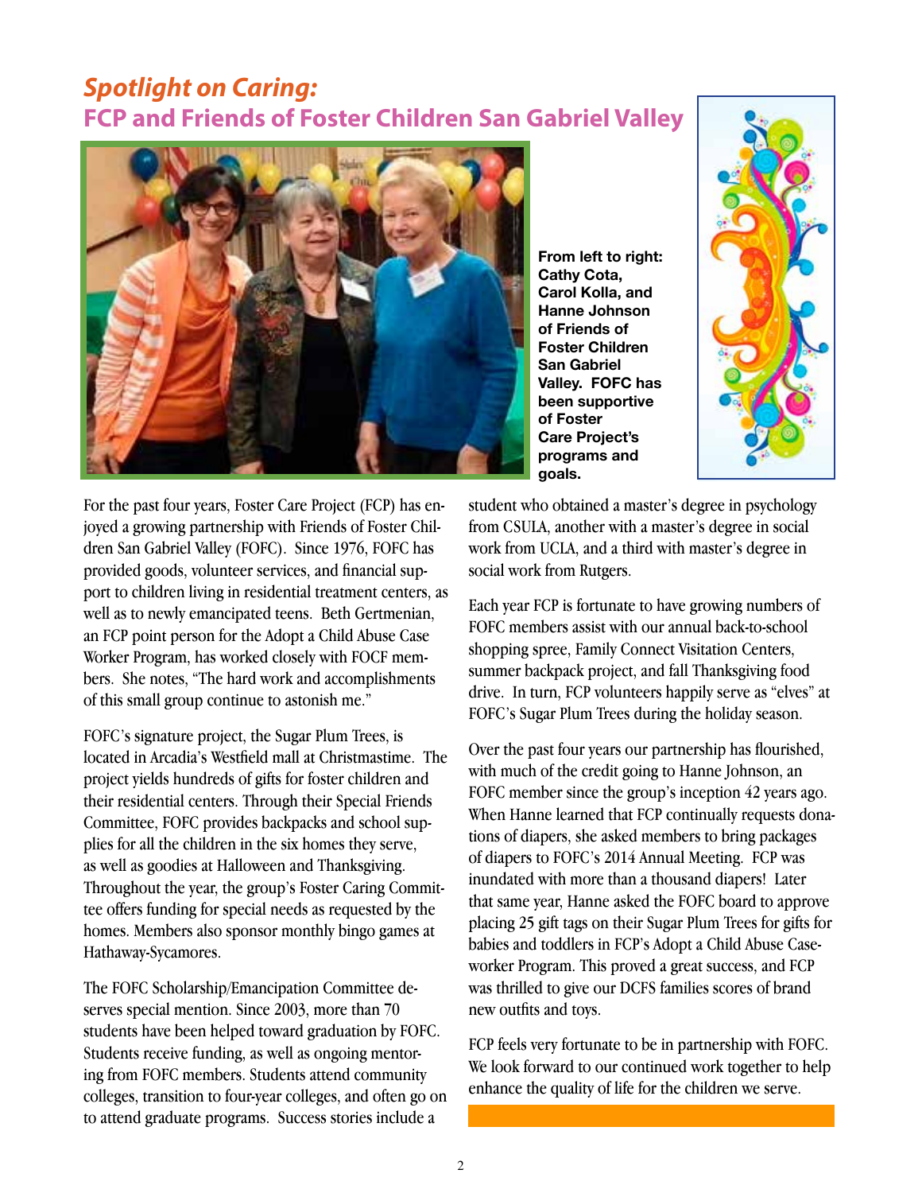# *Spotlight on Caring:*
## FCP and Friends of Foster Children San Gabriel Valley

**From left to right: Cathy Cota, Carol Kolla, and Hanne Johnson of Friends of Foster Children San Gabriel Valley. FOFC has been supportive of Foster Care Project's programs and goals.**

For the past four years, Foster Care Project (FCP) has enjoyed a growing partnership with Friends of Foster Children San Gabriel Valley (FOFC). Since 1976, FOFC has provided goods, volunteer services, and financial support to children living in residential treatment centers, as well as to newly emancipated teens. Beth Gertmenian, an FCP point person for the Adopt a Child Abuse Case Worker Program, has worked closely with FOCF members. She notes, "The hard work and accomplishments of this small group continue to astonish me."

FOFC's signature project, the Sugar Plum Trees, is located in Arcadia's Westfield mall at Christmastime. The project yields hundreds of gifts for foster children and their residential centers. Through their Special Friends Committee, FOFC provides backpacks and school supplies for all the children in the six homes they serve, as well as goodies at Halloween and Thanksgiving. Throughout the year, the group's Foster Caring Committee offers funding for special needs as requested by the homes. Members also sponsor monthly bingo games at Hathaway-Sycamores.

The FOFC Scholarship/Emancipation Committee deserves special mention. Since 2003, more than 70 students have been helped toward graduation by FOFC. Students receive funding, as well as ongoing mentoring from FOFC members. Students attend community colleges, transition to four-year colleges, and often go on to attend graduate programs. Success stories include a student who obtained a master's degree in psychology from CSULA, another with a master's degree in social work from UCLA, and a third with master's degree in social work from Rutgers.

Each year FCP is fortunate to have growing numbers of FOFC members assist with our annual back-to-school shopping spree, Family Connect Visitation Centers, summer backpack project, and fall Thanksgiving food drive. In turn, FCP volunteers happily serve as "elves" at FOFC's Sugar Plum Trees during the holiday season.

Over the past four years our partnership has flourished, with much of the credit going to Hanne Johnson, an FOFC member since the group's inception 42 years ago. When Hanne learned that FCP continually requests donations of diapers, she asked members to bring packages of diapers to FOFC's 2014 Annual Meeting. FCP was inundated with more than a thousand diapers! Later that same year, Hanne asked the FOFC board to approve placing 25 gift tags on their Sugar Plum Trees for gifts for babies and toddlers in FCP's Adopt a Child Abuse Caseworker Program. This proved a great success, and FCP was thrilled to give our DCFS families scores of brand new outfits and toys.

FCP feels very fortunate to be in partnership with FOFC. We look forward to our continued work together to help enhance the quality of life for the children we serve.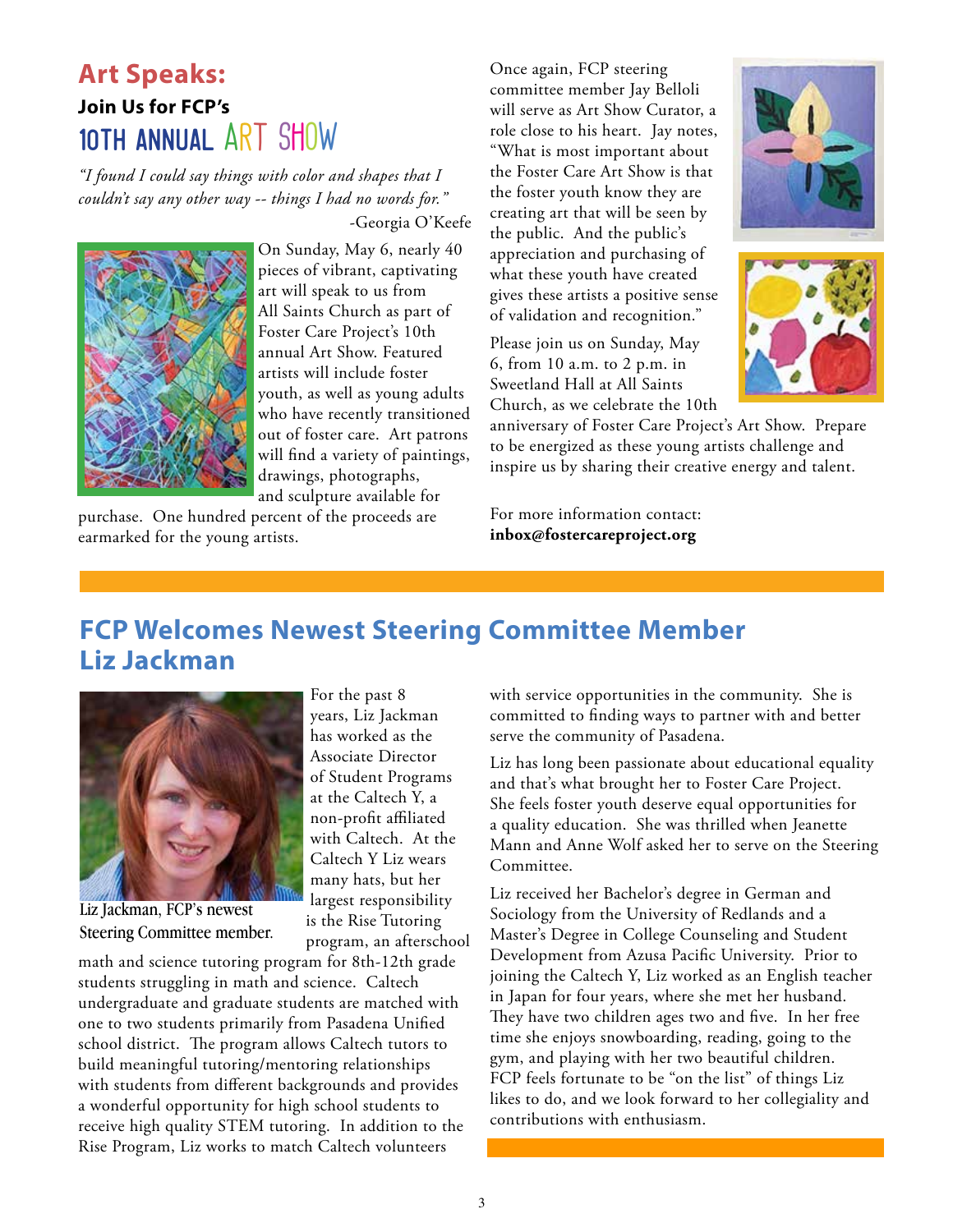## Art Speaks:

### Join Us for FCP's 10TH ANNUAL ART SHOW

*"I found I could say things with color and shapes that I couldn't say any other way -- things I had no words for."*

-Georgia O'Keefe

On Sunday, May 6, nearly 40 pieces of vibrant, captivating art will speak to us from All Saints Church as part of Foster Care Project's 10th annual Art Show. Featured artists will include foster youth, as well as young adults who have recently transitioned out of foster care. Art patrons will find a variety of paintings, drawings, photographs, and sculpture available for purchase. One hundred percent of the proceeds are earmarked for the young artists.

Once again, FCP steering committee member Jay Belloli will serve as Art Show Curator, a role close to his heart. Jay notes, "What is most important about the Foster Care Art Show is that the foster youth know they are creating art that will be seen by the public. And the public's appreciation and purchasing of what these youth have created gives these artists a positive sense of validation and recognition."

Please join us on Sunday, May 6, from 10 a.m. to 2 p.m. in Sweetland Hall at All Saints Church, as we celebrate the 10th anniversary of Foster Care Project's Art Show. Prepare to be energized as these young artists challenge and inspire us by sharing their creative energy and talent.

For more information contact:
**inbox@fostercareproject.org**

## FCP Welcomes Newest Steering Committee Member Liz Jackman

Liz Jackman, FCP's newest Steering Committee member.

For the past 8 years, Liz Jackman has worked as the Associate Director of Student Programs at the Caltech Y, a non-profit affiliated with Caltech. At the Caltech Y Liz wears many hats, but her largest responsibility is the Rise Tutoring program, an afterschool math and science tutoring program for 8th-12th grade students struggling in math and science. Caltech undergraduate and graduate students are matched with one to two students primarily from Pasadena Unified school district. The program allows Caltech tutors to build meaningful tutoring/mentoring relationships with students from different backgrounds and provides a wonderful opportunity for high school students to receive high quality STEM tutoring. In addition to the Rise Program, Liz works to match Caltech volunteers with service opportunities in the community. She is committed to finding ways to partner with and better serve the community of Pasadena.

Liz has long been passionate about educational equality and that's what brought her to Foster Care Project. She feels foster youth deserve equal opportunities for a quality education. She was thrilled when Jeanette Mann and Anne Wolf asked her to serve on the Steering Committee.

Liz received her Bachelor's degree in German and Sociology from the University of Redlands and a Master's Degree in College Counseling and Student Development from Azusa Pacific University. Prior to joining the Caltech Y, Liz worked as an English teacher in Japan for four years, where she met her husband. They have two children ages two and five. In her free time she enjoys snowboarding, reading, going to the gym, and playing with her two beautiful children. FCP feels fortunate to be "on the list" of things Liz likes to do, and we look forward to her collegiality and contributions with enthusiasm.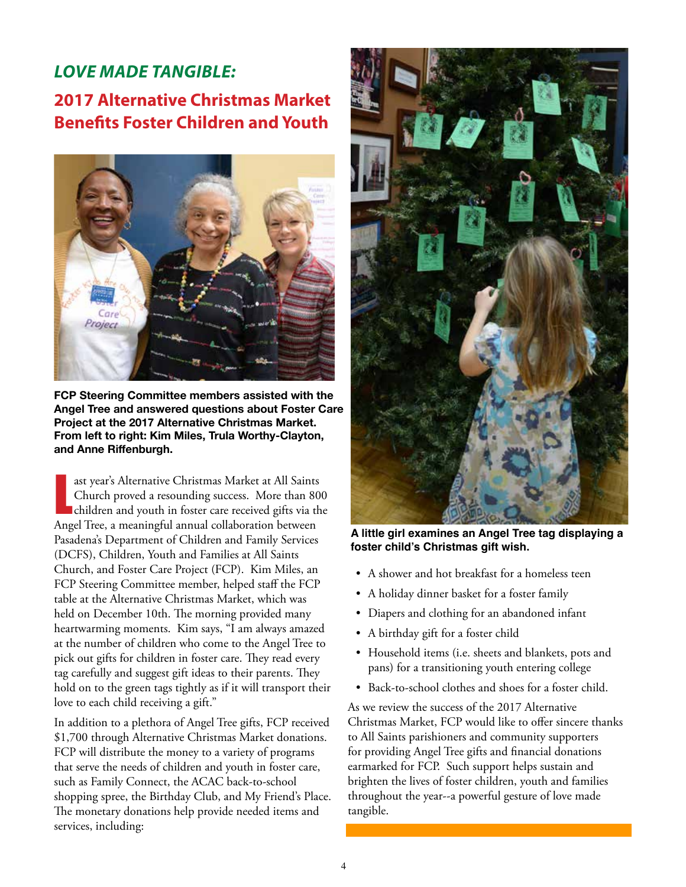## *LOVE MADE TANGIBLE:*

## 2017 Alternative Christmas Market Benefits Foster Children and Youth

**FCP Steering Committee members assisted with the Angel Tree and answered questions about Foster Care Project at the 2017 Alternative Christmas Market. From left to right: Kim Miles, Trula Worthy-Clayton, and Anne Riffenburgh.**

Last year's Alternative Christmas Market at All Saints Church proved a resounding success. More than 800 children and youth in foster care received gifts via the Angel Tree, a meaningful annual collaboration between Pasadena's Department of Children and Family Services (DCFS), Children, Youth and Families at All Saints Church, and Foster Care Project (FCP). Kim Miles, an FCP Steering Committee member, helped staff the FCP table at the Alternative Christmas Market, which was held on December 10th. The morning provided many heartwarming moments. Kim says, "I am always amazed at the number of children who come to the Angel Tree to pick out gifts for children in foster care. They read every tag carefully and suggest gift ideas to their parents. They hold on to the green tags tightly as if it will transport their love to each child receiving a gift."

In addition to a plethora of Angel Tree gifts, FCP received $1,700 through Alternative Christmas Market donations. FCP will distribute the money to a variety of programs that serve the needs of children and youth in foster care, such as Family Connect, the ACAC back-to-school shopping spree, the Birthday Club, and My Friend's Place. The monetary donations help provide needed items and services, including:

**A little girl examines an Angel Tree tag displaying a foster child's Christmas gift wish.**

- A shower and hot breakfast for a homeless teen
- A holiday dinner basket for a foster family
- Diapers and clothing for an abandoned infant
- A birthday gift for a foster child
- Household items (i.e. sheets and blankets, pots and pans) for a transitioning youth entering college
- Back-to-school clothes and shoes for a foster child.

As we review the success of the 2017 Alternative Christmas Market, FCP would like to offer sincere thanks to All Saints parishioners and community supporters for providing Angel Tree gifts and financial donations earmarked for FCP. Such support helps sustain and brighten the lives of foster children, youth and families throughout the year--a powerful gesture of love made tangible.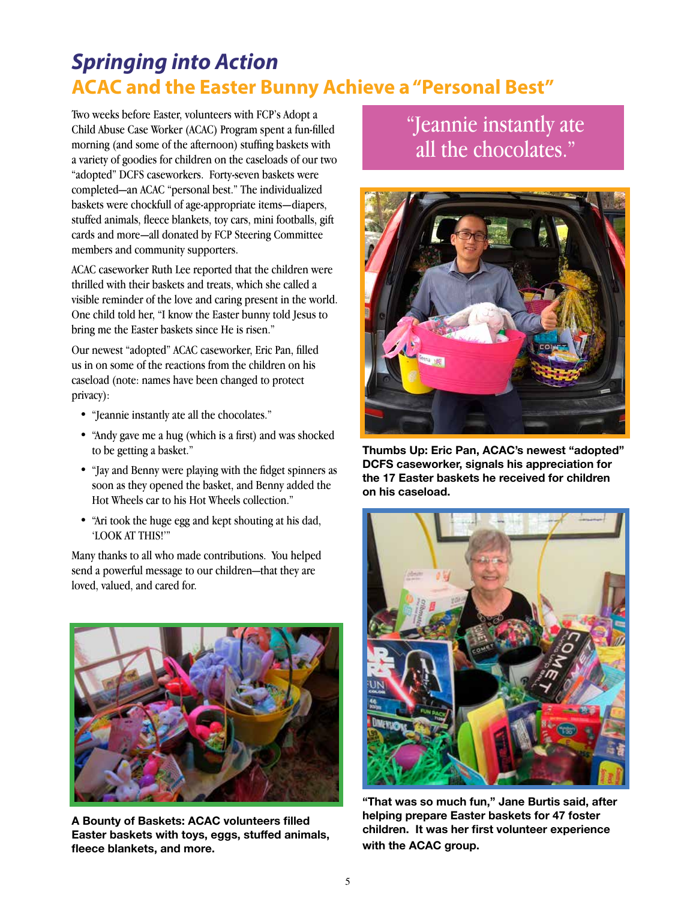# *Springing into Action*

## ACAC and the Easter Bunny Achieve a "Personal Best"

Two weeks before Easter, volunteers with FCP's Adopt a Child Abuse Case Worker (ACAC) Program spent a fun-filled morning (and some of the afternoon) stuffing baskets with a variety of goodies for children on the caseloads of our two "adopted" DCFS caseworkers. Forty-seven baskets were completed—an ACAC "personal best." The individualized baskets were chockfull of age-appropriate items—diapers, stuffed animals, fleece blankets, toy cars, mini footballs, gift cards and more—all donated by FCP Steering Committee members and community supporters.

ACAC caseworker Ruth Lee reported that the children were thrilled with their baskets and treats, which she called a visible reminder of the love and caring present in the world. One child told her, "I know the Easter bunny told Jesus to bring me the Easter baskets since He is risen."

Our newest "adopted" ACAC caseworker, Eric Pan, filled us in on some of the reactions from the children on his caseload (note: names have been changed to protect privacy):

- "Jeannie instantly ate all the chocolates."
- "Andy gave me a hug (which is a first) and was shocked to be getting a basket."
- "Jay and Benny were playing with the fidget spinners as soon as they opened the basket, and Benny added the Hot Wheels car to his Hot Wheels collection."
- "Ari took the huge egg and kept shouting at his dad, 'LOOK AT THIS!'"

Many thanks to all who made contributions. You helped send a powerful message to our children—that they are loved, valued, and cared for.

**A Bounty of Baskets: ACAC volunteers filled Easter baskets with toys, eggs, stuffed animals, fleece blankets, and more.**

> "Jeannie instantly ate all the chocolates."

**Thumbs Up: Eric Pan, ACAC's newest "adopted" DCFS caseworker, signals his appreciation for the 17 Easter baskets he received for children on his caseload.**

**"That was so much fun," Jane Burtis said, after helping prepare Easter baskets for 47 foster children. It was her first volunteer experience with the ACAC group.**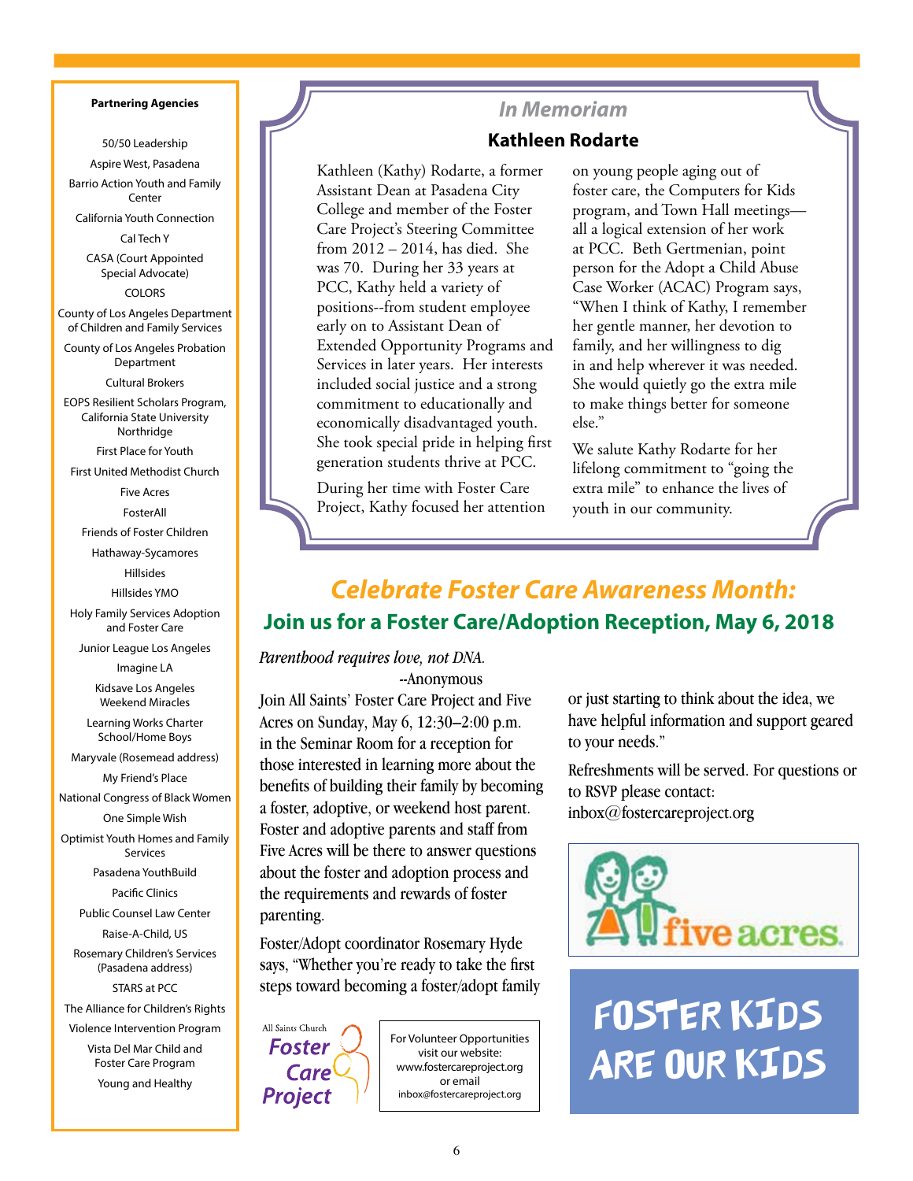**Partnering Agencies**

50/50 Leadership
Aspire West, Pasadena
Barrio Action Youth and Family Center
California Youth Connection
Cal Tech Y
CASA (Court Appointed Special Advocate)
COLORS
County of Los Angeles Department of Children and Family Services
County of Los Angeles Probation Department
Cultural Brokers
EOPS Resilient Scholars Program, California State University Northridge
First Place for Youth
First United Methodist Church
Five Acres
FosterAll
Friends of Foster Children
Hathaway-Sycamores
Hillsides
Hillsides YMO
Holy Family Services Adoption and Foster Care
Junior League Los Angeles
Imagine LA
Kidsave Los Angeles Weekend Miracles
Learning Works Charter School/Home Boys
Maryvale (Rosemead address)
My Friend's Place
National Congress of Black Women
One Simple Wish
Optimist Youth Homes and Family Services
Pasadena YouthBuild
Pacific Clinics
Public Counsel Law Center
Raise-A-Child, US
Rosemary Children's Services (Pasadena address)
STARS at PCC
The Alliance for Children's Rights
Violence Intervention Program
Vista Del Mar Child and Foster Care Program
Young and Healthy

## *In Memoriam*

### Kathleen Rodarte

Kathleen (Kathy) Rodarte, a former Assistant Dean at Pasadena City College and member of the Foster Care Project's Steering Committee from 2012 – 2014, has died. She was 70. During her 33 years at PCC, Kathy held a variety of positions--from student employee early on to Assistant Dean of Extended Opportunity Programs and Services in later years. Her interests included social justice and a strong commitment to educationally and economically disadvantaged youth. She took special pride in helping first generation students thrive at PCC.

During her time with Foster Care Project, Kathy focused her attention on young people aging out of foster care, the Computers for Kids program, and Town Hall meetings—all a logical extension of her work at PCC. Beth Gertmenian, point person for the Adopt a Child Abuse Case Worker (ACAC) Program says, "When I think of Kathy, I remember her gentle manner, her devotion to family, and her willingness to dig in and help wherever it was needed. She would quietly go the extra mile to make things better for someone else."

We salute Kathy Rodarte for her lifelong commitment to "going the extra mile" to enhance the lives of youth in our community.

## *Celebrate Foster Care Awareness Month:*

### Join us for a Foster Care/Adoption Reception, May 6, 2018

*Parenthood requires love, not DNA.*
--Anonymous

Join All Saints' Foster Care Project and Five Acres on Sunday, May 6, 12:30–2:00 p.m. in the Seminar Room for a reception for those interested in learning more about the benefits of building their family by becoming a foster, adoptive, or weekend host parent. Foster and adoptive parents and staff from Five Acres will be there to answer questions about the foster and adoption process and the requirements and rewards of foster parenting.

Foster/Adopt coordinator Rosemary Hyde says, "Whether you're ready to take the first steps toward becoming a foster/adopt family or just starting to think about the idea, we have helpful information and support geared to your needs."

Refreshments will be served. For questions or to RSVP please contact: inbox@fostercareproject.org

All Saints Church Foster Care Project

For Volunteer Opportunities visit our website: www.fostercareproject.org or email inbox@fostercareproject.org

five acres.

FOSTER KIDS ARE OUR KIDS